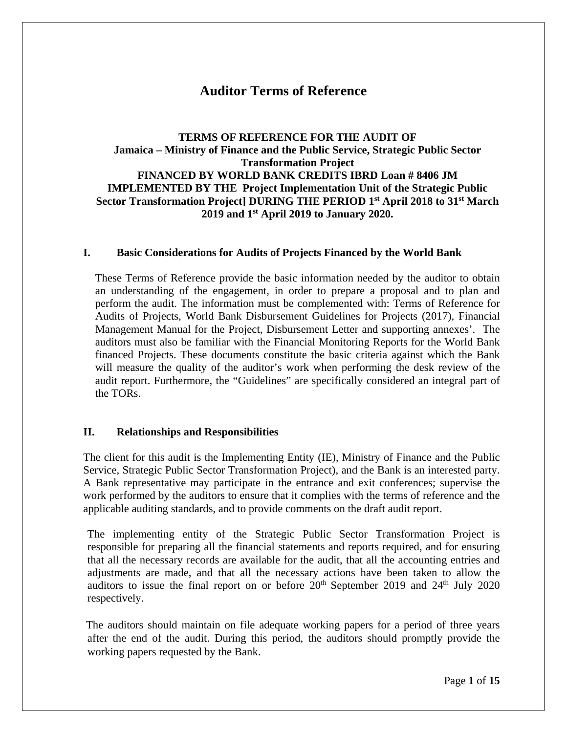# Auditor Terms of Reference

**TERMS OF REFERENCE FOR THE AUDIT OF**
**Jamaica – Ministry of Finance and the Public Service, Strategic Public Sector Transformation Project**
**FINANCED BY WORLD BANK CREDITS IBRD Loan # 8406 JM**
**IMPLEMENTED BY THE Project Implementation Unit of the Strategic Public Sector Transformation Project] DURING THE PERIOD 1st April 2018 to 31st March 2019 and 1st April 2019 to January 2020.**

## I. Basic Considerations for Audits of Projects Financed by the World Bank

These Terms of Reference provide the basic information needed by the auditor to obtain an understanding of the engagement, in order to prepare a proposal and to plan and perform the audit. The information must be complemented with: Terms of Reference for Audits of Projects, World Bank Disbursement Guidelines for Projects (2017), Financial Management Manual for the Project, Disbursement Letter and supporting annexes'. The auditors must also be familiar with the Financial Monitoring Reports for the World Bank financed Projects. These documents constitute the basic criteria against which the Bank will measure the quality of the auditor's work when performing the desk review of the audit report. Furthermore, the "Guidelines" are specifically considered an integral part of the TORs.

## II. Relationships and Responsibilities

The client for this audit is the Implementing Entity (IE), Ministry of Finance and the Public Service, Strategic Public Sector Transformation Project), and the Bank is an interested party. A Bank representative may participate in the entrance and exit conferences; supervise the work performed by the auditors to ensure that it complies with the terms of reference and the applicable auditing standards, and to provide comments on the draft audit report.

The implementing entity of the Strategic Public Sector Transformation Project is responsible for preparing all the financial statements and reports required, and for ensuring that all the necessary records are available for the audit, that all the accounting entries and adjustments are made, and that all the necessary actions have been taken to allow the auditors to issue the final report on or before 20th September 2019 and 24th July 2020 respectively.

The auditors should maintain on file adequate working papers for a period of three years after the end of the audit. During this period, the auditors should promptly provide the working papers requested by the Bank.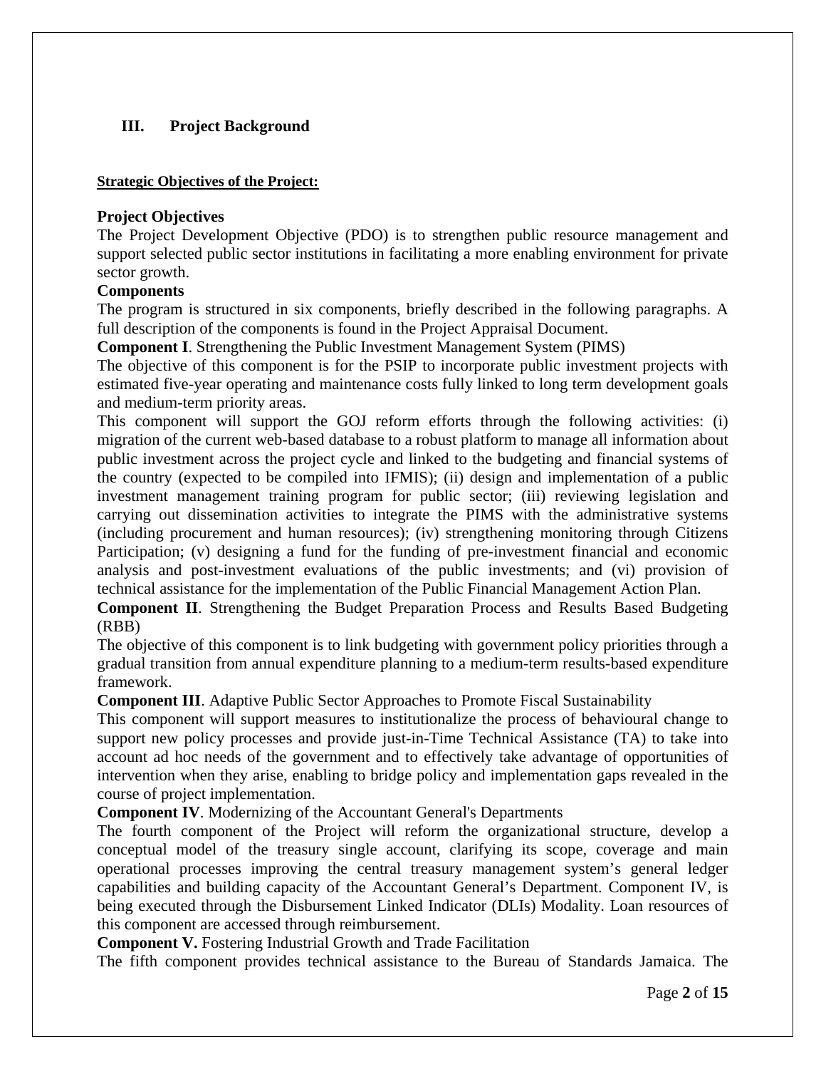## III. Project Background

**Strategic Objectives of the Project:**

### Project Objectives

The Project Development Objective (PDO) is to strengthen public resource management and support selected public sector institutions in facilitating a more enabling environment for private sector growth.

### Components

The program is structured in six components, briefly described in the following paragraphs. A full description of the components is found in the Project Appraisal Document.

**Component I**. Strengthening the Public Investment Management System (PIMS)

The objective of this component is for the PSIP to incorporate public investment projects with estimated five-year operating and maintenance costs fully linked to long term development goals and medium-term priority areas.

This component will support the GOJ reform efforts through the following activities: (i) migration of the current web-based database to a robust platform to manage all information about public investment across the project cycle and linked to the budgeting and financial systems of the country (expected to be compiled into IFMIS); (ii) design and implementation of a public investment management training program for public sector; (iii) reviewing legislation and carrying out dissemination activities to integrate the PIMS with the administrative systems (including procurement and human resources); (iv) strengthening monitoring through Citizens Participation; (v) designing a fund for the funding of pre-investment financial and economic analysis and post-investment evaluations of the public investments; and (vi) provision of technical assistance for the implementation of the Public Financial Management Action Plan.

**Component II**. Strengthening the Budget Preparation Process and Results Based Budgeting (RBB)

The objective of this component is to link budgeting with government policy priorities through a gradual transition from annual expenditure planning to a medium-term results-based expenditure framework.

**Component III**. Adaptive Public Sector Approaches to Promote Fiscal Sustainability

This component will support measures to institutionalize the process of behavioural change to support new policy processes and provide just-in-Time Technical Assistance (TA) to take into account ad hoc needs of the government and to effectively take advantage of opportunities of intervention when they arise, enabling to bridge policy and implementation gaps revealed in the course of project implementation.

**Component IV**. Modernizing of the Accountant General's Departments

The fourth component of the Project will reform the organizational structure, develop a conceptual model of the treasury single account, clarifying its scope, coverage and main operational processes improving the central treasury management system's general ledger capabilities and building capacity of the Accountant General's Department. Component IV, is being executed through the Disbursement Linked Indicator (DLIs) Modality. Loan resources of this component are accessed through reimbursement.

**Component V.** Fostering Industrial Growth and Trade Facilitation

The fifth component provides technical assistance to the Bureau of Standards Jamaica. The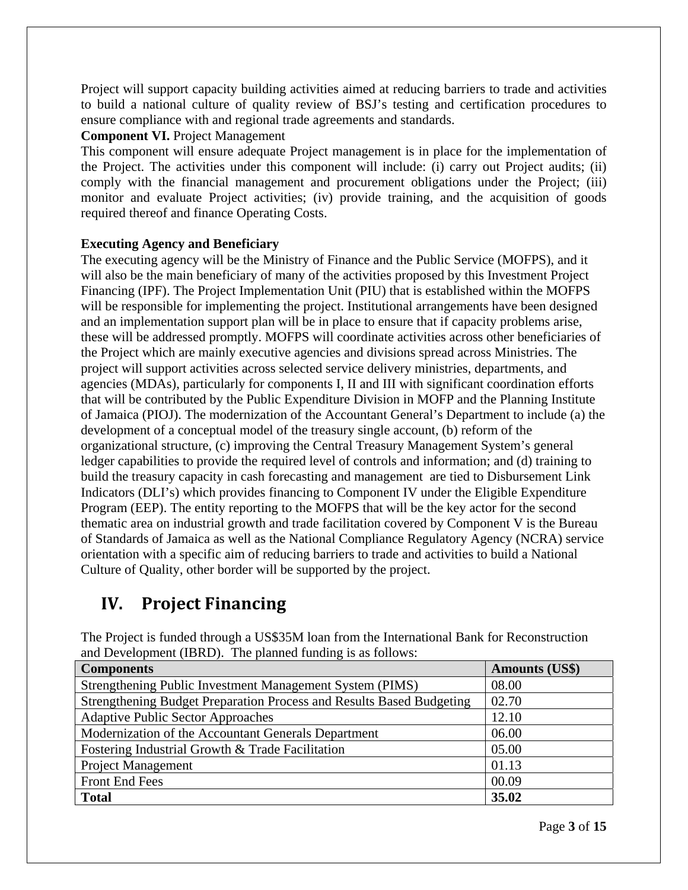Project will support capacity building activities aimed at reducing barriers to trade and activities to build a national culture of quality review of BSJ's testing and certification procedures to ensure compliance with and regional trade agreements and standards.

**Component VI.** Project Management

This component will ensure adequate Project management is in place for the implementation of the Project. The activities under this component will include: (i) carry out Project audits; (ii) comply with the financial management and procurement obligations under the Project; (iii) monitor and evaluate Project activities; (iv) provide training, and the acquisition of goods required thereof and finance Operating Costs.

**Executing Agency and Beneficiary**

The executing agency will be the Ministry of Finance and the Public Service (MOFPS), and it will also be the main beneficiary of many of the activities proposed by this Investment Project Financing (IPF). The Project Implementation Unit (PIU) that is established within the MOFPS will be responsible for implementing the project. Institutional arrangements have been designed and an implementation support plan will be in place to ensure that if capacity problems arise, these will be addressed promptly. MOFPS will coordinate activities across other beneficiaries of the Project which are mainly executive agencies and divisions spread across Ministries. The project will support activities across selected service delivery ministries, departments, and agencies (MDAs), particularly for components I, II and III with significant coordination efforts that will be contributed by the Public Expenditure Division in MOFP and the Planning Institute of Jamaica (PIOJ). The modernization of the Accountant General's Department to include (a) the development of a conceptual model of the treasury single account, (b) reform of the organizational structure, (c) improving the Central Treasury Management System's general ledger capabilities to provide the required level of controls and information; and (d) training to build the treasury capacity in cash forecasting and management are tied to Disbursement Link Indicators (DLI's) which provides financing to Component IV under the Eligible Expenditure Program (EEP). The entity reporting to the MOFPS that will be the key actor for the second thematic area on industrial growth and trade facilitation covered by Component V is the Bureau of Standards of Jamaica as well as the National Compliance Regulatory Agency (NCRA) service orientation with a specific aim of reducing barriers to trade and activities to build a National Culture of Quality, other border will be supported by the project.

## IV. Project Financing

The Project is funded through a US$35M loan from the International Bank for Reconstruction and Development (IBRD). The planned funding is as follows:

| Components | Amounts (US$) |
|---|---|
| Strengthening Public Investment Management System (PIMS) | 08.00 |
| Strengthening Budget Preparation Process and Results Based Budgeting | 02.70 |
| Adaptive Public Sector Approaches | 12.10 |
| Modernization of the Accountant Generals Department | 06.00 |
| Fostering Industrial Growth & Trade Facilitation | 05.00 |
| Project Management | 01.13 |
| Front End Fees | 00.09 |
| **Total** | **35.02** |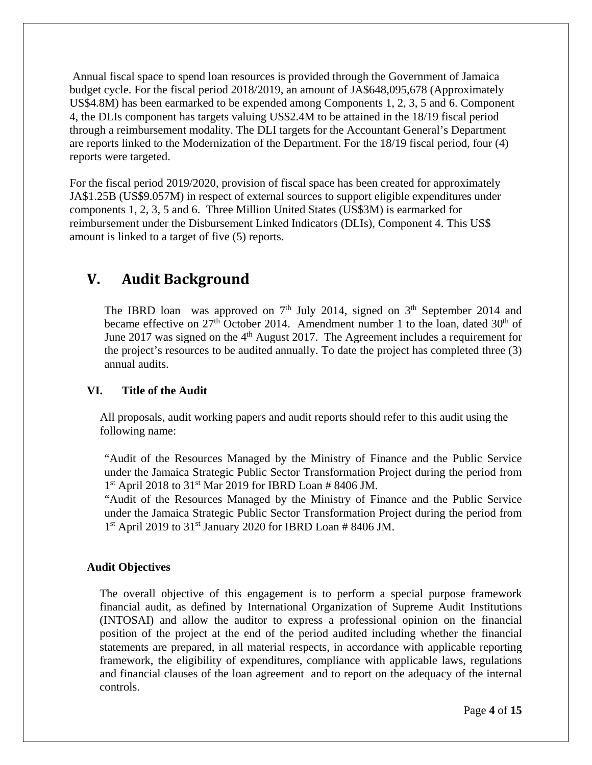Annual fiscal space to spend loan resources is provided through the Government of Jamaica budget cycle. For the fiscal period 2018/2019, an amount of JA$648,095,678 (Approximately US$4.8M) has been earmarked to be expended among Components 1, 2, 3, 5 and 6. Component 4, the DLIs component has targets valuing US$2.4M to be attained in the 18/19 fiscal period through a reimbursement modality. The DLI targets for the Accountant General's Department are reports linked to the Modernization of the Department. For the 18/19 fiscal period, four (4) reports were targeted.

For the fiscal period 2019/2020, provision of fiscal space has been created for approximately JA$1.25B (US$9.057M) in respect of external sources to support eligible expenditures under components 1, 2, 3, 5 and 6. Three Million United States (US$3M) is earmarked for reimbursement under the Disbursement Linked Indicators (DLIs), Component 4. This US$ amount is linked to a target of five (5) reports.

# V. Audit Background

The IBRD loan was approved on 7th July 2014, signed on 3th September 2014 and became effective on 27th October 2014. Amendment number 1 to the loan, dated 30th of June 2017 was signed on the 4th August 2017. The Agreement includes a requirement for the project's resources to be audited annually. To date the project has completed three (3) annual audits.

### VI. Title of the Audit

All proposals, audit working papers and audit reports should refer to this audit using the following name:

"Audit of the Resources Managed by the Ministry of Finance and the Public Service under the Jamaica Strategic Public Sector Transformation Project during the period from 1st April 2018 to 31st Mar 2019 for IBRD Loan # 8406 JM.

"Audit of the Resources Managed by the Ministry of Finance and the Public Service under the Jamaica Strategic Public Sector Transformation Project during the period from 1st April 2019 to 31st January 2020 for IBRD Loan # 8406 JM.

### Audit Objectives

The overall objective of this engagement is to perform a special purpose framework financial audit, as defined by International Organization of Supreme Audit Institutions (INTOSAI) and allow the auditor to express a professional opinion on the financial position of the project at the end of the period audited including whether the financial statements are prepared, in all material respects, in accordance with applicable reporting framework, the eligibility of expenditures, compliance with applicable laws, regulations and financial clauses of the loan agreement and to report on the adequacy of the internal controls.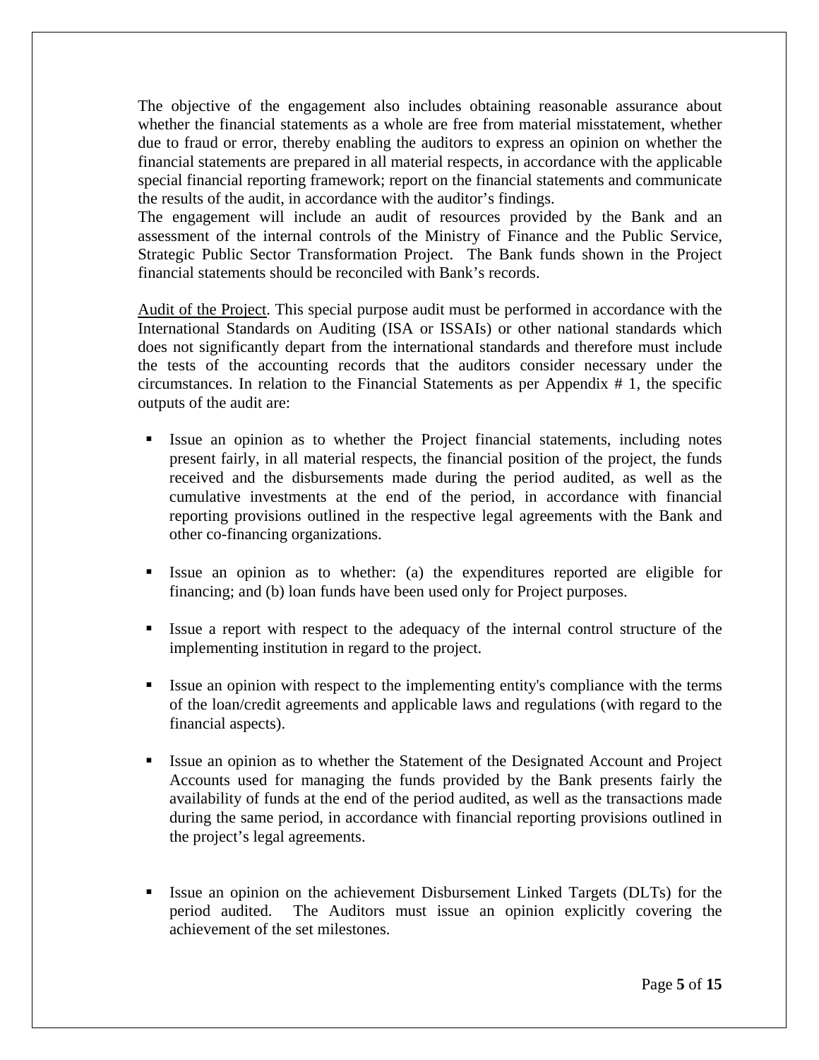The objective of the engagement also includes obtaining reasonable assurance about whether the financial statements as a whole are free from material misstatement, whether due to fraud or error, thereby enabling the auditors to express an opinion on whether the financial statements are prepared in all material respects, in accordance with the applicable special financial reporting framework; report on the financial statements and communicate the results of the audit, in accordance with the auditor's findings.

The engagement will include an audit of resources provided by the Bank and an assessment of the internal controls of the Ministry of Finance and the Public Service, Strategic Public Sector Transformation Project. The Bank funds shown in the Project financial statements should be reconciled with Bank's records.

<u>Audit of the Project</u>. This special purpose audit must be performed in accordance with the International Standards on Auditing (ISA or ISSAIs) or other national standards which does not significantly depart from the international standards and therefore must include the tests of the accounting records that the auditors consider necessary under the circumstances. In relation to the Financial Statements as per Appendix # 1, the specific outputs of the audit are:

- Issue an opinion as to whether the Project financial statements, including notes present fairly, in all material respects, the financial position of the project, the funds received and the disbursements made during the period audited, as well as the cumulative investments at the end of the period, in accordance with financial reporting provisions outlined in the respective legal agreements with the Bank and other co-financing organizations.

- Issue an opinion as to whether: (a) the expenditures reported are eligible for financing; and (b) loan funds have been used only for Project purposes.

- Issue a report with respect to the adequacy of the internal control structure of the implementing institution in regard to the project.

- Issue an opinion with respect to the implementing entity's compliance with the terms of the loan/credit agreements and applicable laws and regulations (with regard to the financial aspects).

- Issue an opinion as to whether the Statement of the Designated Account and Project Accounts used for managing the funds provided by the Bank presents fairly the availability of funds at the end of the period audited, as well as the transactions made during the same period, in accordance with financial reporting provisions outlined in the project's legal agreements.

- Issue an opinion on the achievement Disbursement Linked Targets (DLTs) for the period audited. The Auditors must issue an opinion explicitly covering the achievement of the set milestones.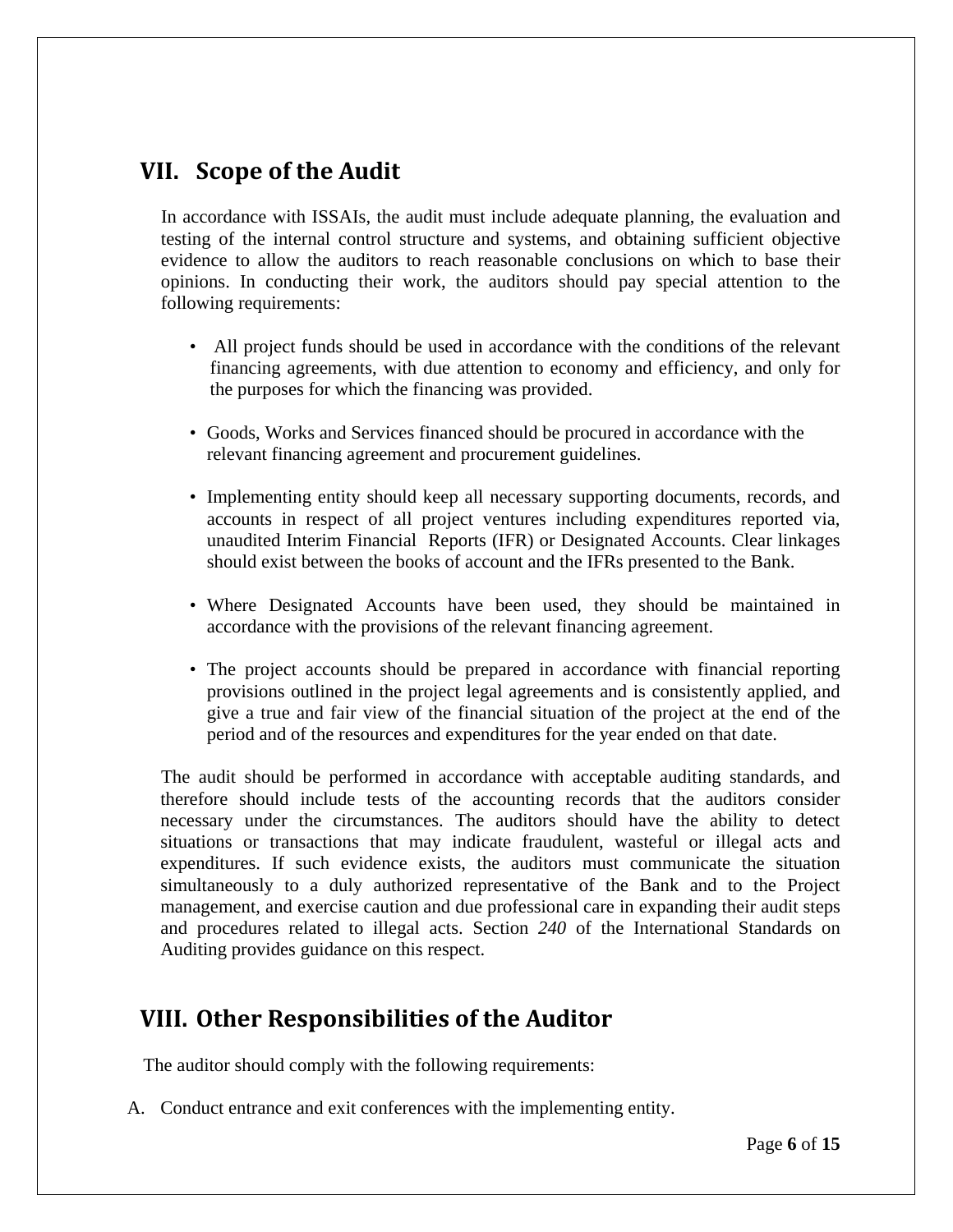## VII. Scope of the Audit

In accordance with ISSAIs, the audit must include adequate planning, the evaluation and testing of the internal control structure and systems, and obtaining sufficient objective evidence to allow the auditors to reach reasonable conclusions on which to base their opinions. In conducting their work, the auditors should pay special attention to the following requirements:

- All project funds should be used in accordance with the conditions of the relevant financing agreements, with due attention to economy and efficiency, and only for the purposes for which the financing was provided.
- Goods, Works and Services financed should be procured in accordance with the relevant financing agreement and procurement guidelines.
- Implementing entity should keep all necessary supporting documents, records, and accounts in respect of all project ventures including expenditures reported via, unaudited Interim Financial Reports (IFR) or Designated Accounts. Clear linkages should exist between the books of account and the IFRs presented to the Bank.
- Where Designated Accounts have been used, they should be maintained in accordance with the provisions of the relevant financing agreement.
- The project accounts should be prepared in accordance with financial reporting provisions outlined in the project legal agreements and is consistently applied, and give a true and fair view of the financial situation of the project at the end of the period and of the resources and expenditures for the year ended on that date.

The audit should be performed in accordance with acceptable auditing standards, and therefore should include tests of the accounting records that the auditors consider necessary under the circumstances. The auditors should have the ability to detect situations or transactions that may indicate fraudulent, wasteful or illegal acts and expenditures. If such evidence exists, the auditors must communicate the situation simultaneously to a duly authorized representative of the Bank and to the Project management, and exercise caution and due professional care in expanding their audit steps and procedures related to illegal acts. Section *240* of the International Standards on Auditing provides guidance on this respect.

## VIII. Other Responsibilities of the Auditor

The auditor should comply with the following requirements:

A. Conduct entrance and exit conferences with the implementing entity.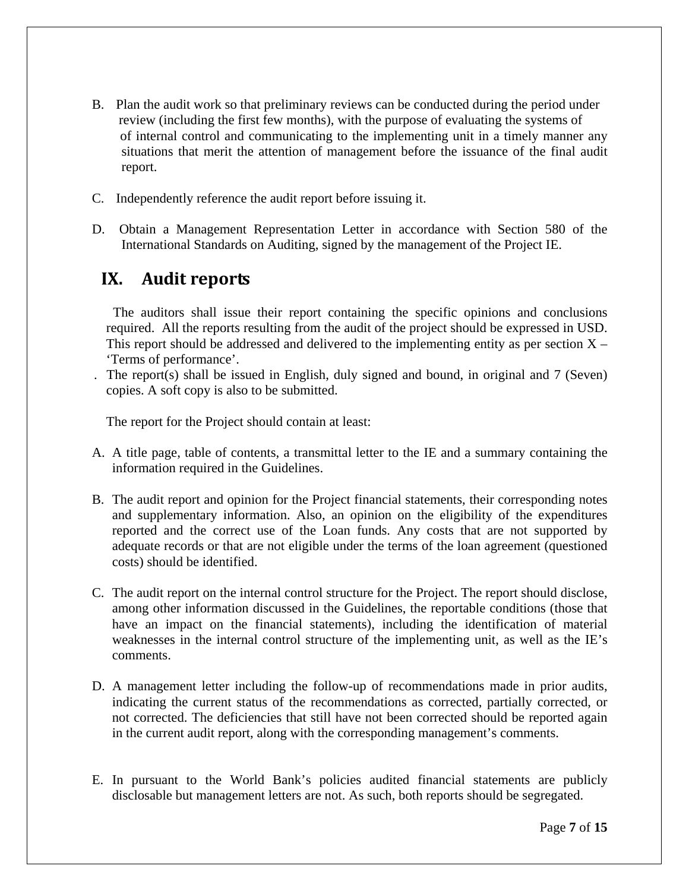B. Plan the audit work so that preliminary reviews can be conducted during the period under review (including the first few months), with the purpose of evaluating the systems of of internal control and communicating to the implementing unit in a timely manner any situations that merit the attention of management before the issuance of the final audit report.

C. Independently reference the audit report before issuing it.

D. Obtain a Management Representation Letter in accordance with Section 580 of the International Standards on Auditing, signed by the management of the Project IE.

## IX. Audit reports

The auditors shall issue their report containing the specific opinions and conclusions required. All the reports resulting from the audit of the project should be expressed in USD. This report should be addressed and delivered to the implementing entity as per section X – 'Terms of performance'.

. The report(s) shall be issued in English, duly signed and bound, in original and 7 (Seven) copies. A soft copy is also to be submitted.

The report for the Project should contain at least:

A. A title page, table of contents, a transmittal letter to the IE and a summary containing the information required in the Guidelines.

B. The audit report and opinion for the Project financial statements, their corresponding notes and supplementary information. Also, an opinion on the eligibility of the expenditures reported and the correct use of the Loan funds. Any costs that are not supported by adequate records or that are not eligible under the terms of the loan agreement (questioned costs) should be identified.

C. The audit report on the internal control structure for the Project. The report should disclose, among other information discussed in the Guidelines, the reportable conditions (those that have an impact on the financial statements), including the identification of material weaknesses in the internal control structure of the implementing unit, as well as the IE's comments.

D. A management letter including the follow-up of recommendations made in prior audits, indicating the current status of the recommendations as corrected, partially corrected, or not corrected. The deficiencies that still have not been corrected should be reported again in the current audit report, along with the corresponding management's comments.

E. In pursuant to the World Bank's policies audited financial statements are publicly disclosable but management letters are not. As such, both reports should be segregated.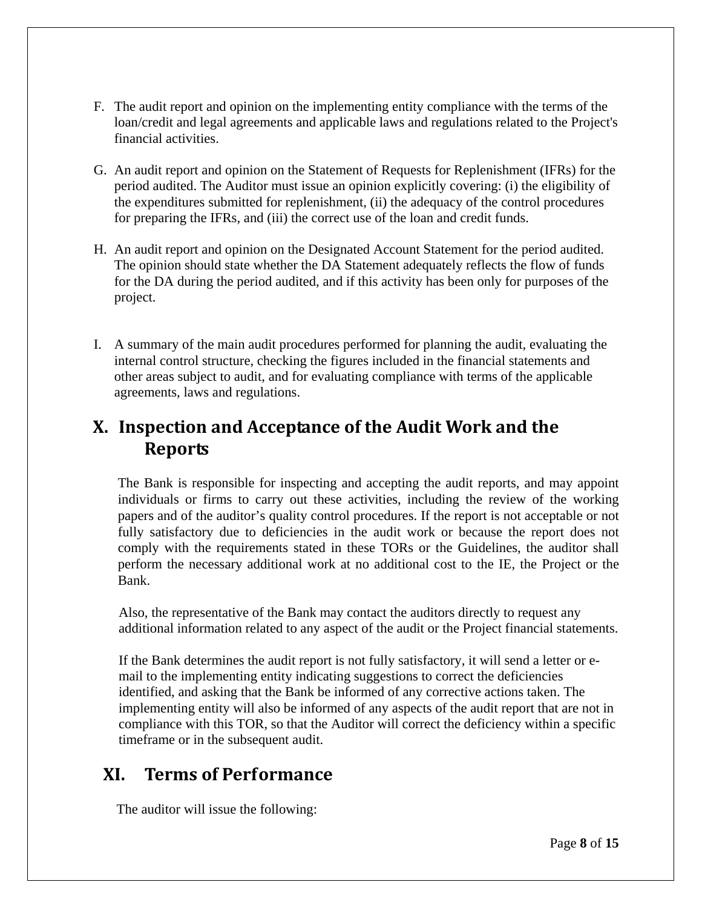F. The audit report and opinion on the implementing entity compliance with the terms of the loan/credit and legal agreements and applicable laws and regulations related to the Project's financial activities.

G. An audit report and opinion on the Statement of Requests for Replenishment (IFRs) for the period audited. The Auditor must issue an opinion explicitly covering: (i) the eligibility of the expenditures submitted for replenishment, (ii) the adequacy of the control procedures for preparing the IFRs, and (iii) the correct use of the loan and credit funds.

H. An audit report and opinion on the Designated Account Statement for the period audited. The opinion should state whether the DA Statement adequately reflects the flow of funds for the DA during the period audited, and if this activity has been only for purposes of the project.

I. A summary of the main audit procedures performed for planning the audit, evaluating the internal control structure, checking the figures included in the financial statements and other areas subject to audit, and for evaluating compliance with terms of the applicable agreements, laws and regulations.

## X. Inspection and Acceptance of the Audit Work and the Reports

The Bank is responsible for inspecting and accepting the audit reports, and may appoint individuals or firms to carry out these activities, including the review of the working papers and of the auditor's quality control procedures. If the report is not acceptable or not fully satisfactory due to deficiencies in the audit work or because the report does not comply with the requirements stated in these TORs or the Guidelines, the auditor shall perform the necessary additional work at no additional cost to the IE, the Project or the Bank.

Also, the representative of the Bank may contact the auditors directly to request any additional information related to any aspect of the audit or the Project financial statements.

If the Bank determines the audit report is not fully satisfactory, it will send a letter or e-mail to the implementing entity indicating suggestions to correct the deficiencies identified, and asking that the Bank be informed of any corrective actions taken. The implementing entity will also be informed of any aspects of the audit report that are not in compliance with this TOR, so that the Auditor will correct the deficiency within a specific timeframe or in the subsequent audit.

## XI. Terms of Performance

The auditor will issue the following: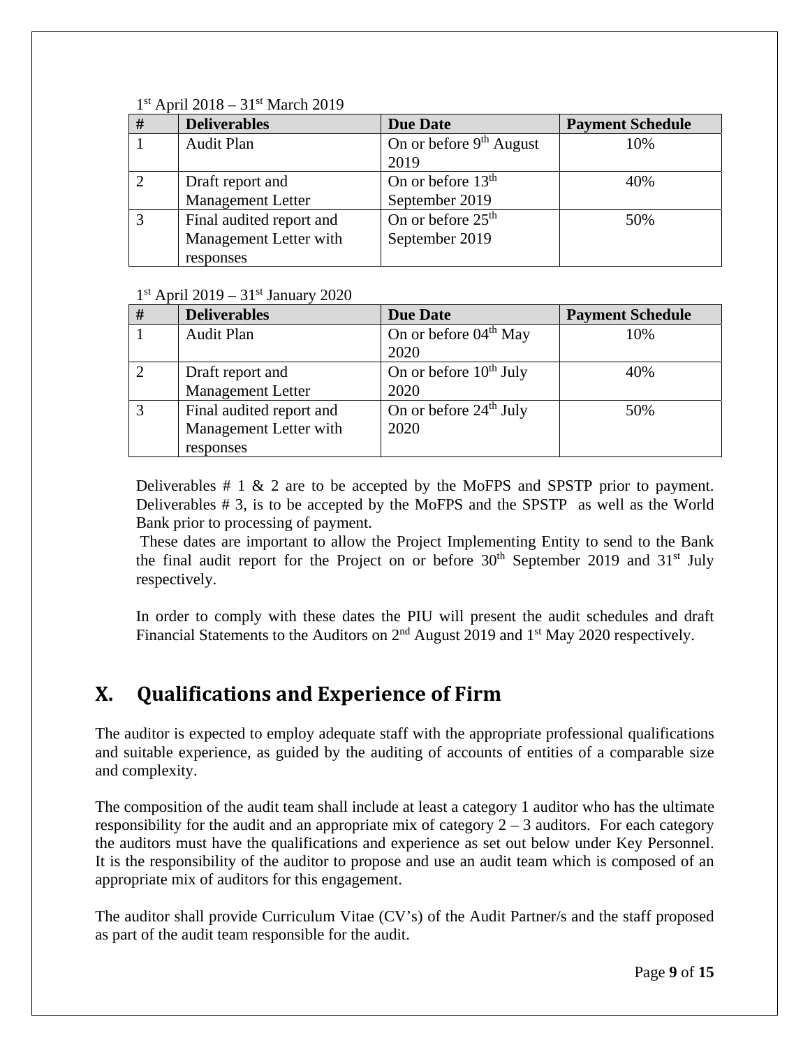1st April 2018 – 31st March 2019

| # | Deliverables | Due Date | Payment Schedule |
|---|---|---|---|
| 1 | Audit Plan | On or before 9th August 2019 | 10% |
| 2 | Draft report and Management Letter | On or before 13th September 2019 | 40% |
| 3 | Final audited report and Management Letter with responses | On or before 25th September 2019 | 50% |

1st April 2019 – 31st January 2020

| # | Deliverables | Due Date | Payment Schedule |
|---|---|---|---|
| 1 | Audit Plan | On or before 04th May 2020 | 10% |
| 2 | Draft report and Management Letter | On or before 10th July 2020 | 40% |
| 3 | Final audited report and Management Letter with responses | On or before 24th July 2020 | 50% |

Deliverables # 1 & 2 are to be accepted by the MoFPS and SPSTP prior to payment. Deliverables # 3, is to be accepted by the MoFPS and the SPSTP as well as the World Bank prior to processing of payment.

These dates are important to allow the Project Implementing Entity to send to the Bank the final audit report for the Project on or before 30th September 2019 and 31st July respectively.

In order to comply with these dates the PIU will present the audit schedules and draft Financial Statements to the Auditors on 2nd August 2019 and 1st May 2020 respectively.

## X. Qualifications and Experience of Firm

The auditor is expected to employ adequate staff with the appropriate professional qualifications and suitable experience, as guided by the auditing of accounts of entities of a comparable size and complexity.

The composition of the audit team shall include at least a category 1 auditor who has the ultimate responsibility for the audit and an appropriate mix of category 2 – 3 auditors. For each category the auditors must have the qualifications and experience as set out below under Key Personnel. It is the responsibility of the auditor to propose and use an audit team which is composed of an appropriate mix of auditors for this engagement.

The auditor shall provide Curriculum Vitae (CV's) of the Audit Partner/s and the staff proposed as part of the audit team responsible for the audit.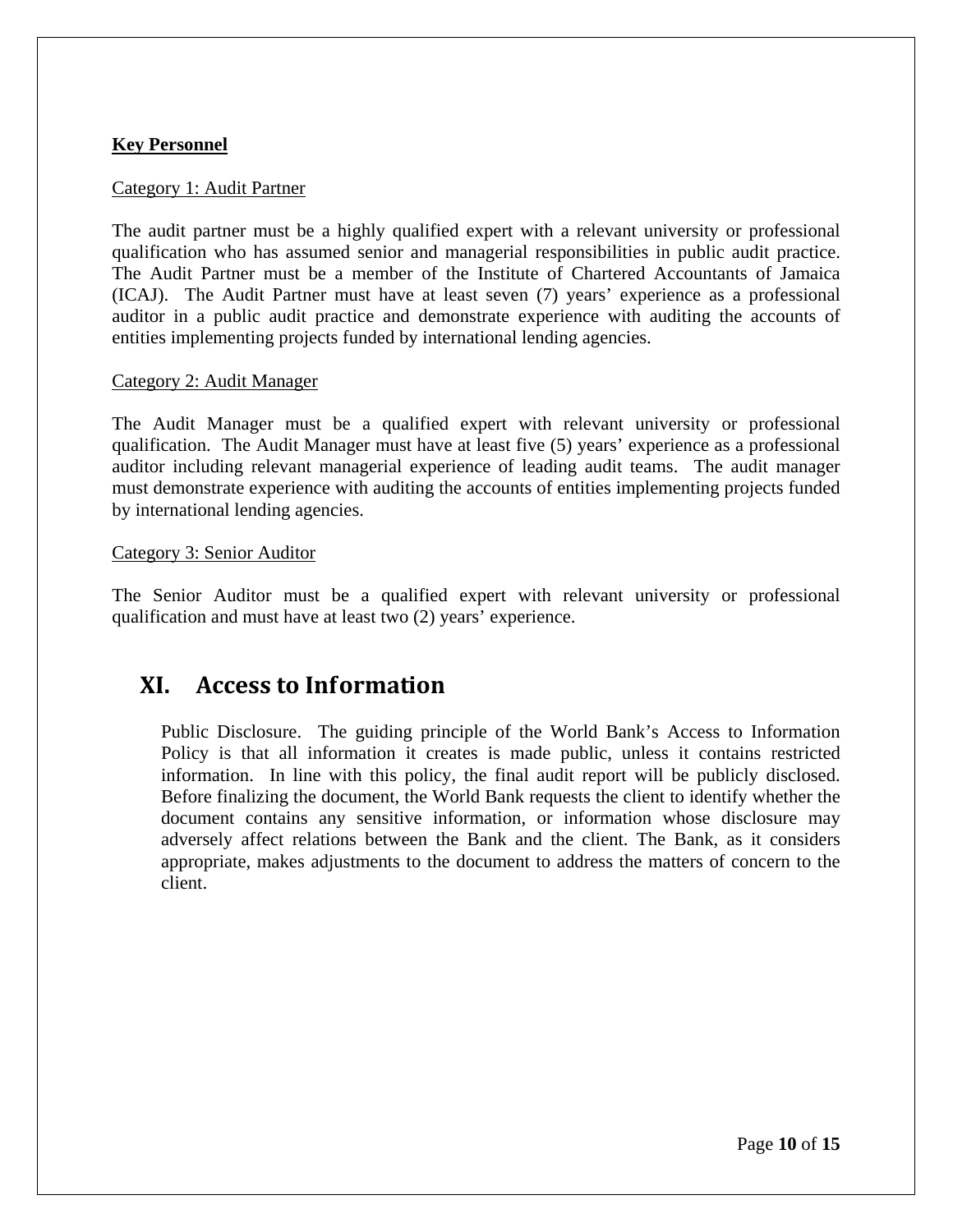**Key Personnel**

Category 1: Audit Partner

The audit partner must be a highly qualified expert with a relevant university or professional qualification who has assumed senior and managerial responsibilities in public audit practice. The Audit Partner must be a member of the Institute of Chartered Accountants of Jamaica (ICAJ). The Audit Partner must have at least seven (7) years' experience as a professional auditor in a public audit practice and demonstrate experience with auditing the accounts of entities implementing projects funded by international lending agencies.

Category 2: Audit Manager

The Audit Manager must be a qualified expert with relevant university or professional qualification. The Audit Manager must have at least five (5) years' experience as a professional auditor including relevant managerial experience of leading audit teams. The audit manager must demonstrate experience with auditing the accounts of entities implementing projects funded by international lending agencies.

Category 3: Senior Auditor

The Senior Auditor must be a qualified expert with relevant university or professional qualification and must have at least two (2) years' experience.

# XI. Access to Information

Public Disclosure. The guiding principle of the World Bank's Access to Information Policy is that all information it creates is made public, unless it contains restricted information. In line with this policy, the final audit report will be publicly disclosed. Before finalizing the document, the World Bank requests the client to identify whether the document contains any sensitive information, or information whose disclosure may adversely affect relations between the Bank and the client. The Bank, as it considers appropriate, makes adjustments to the document to address the matters of concern to the client.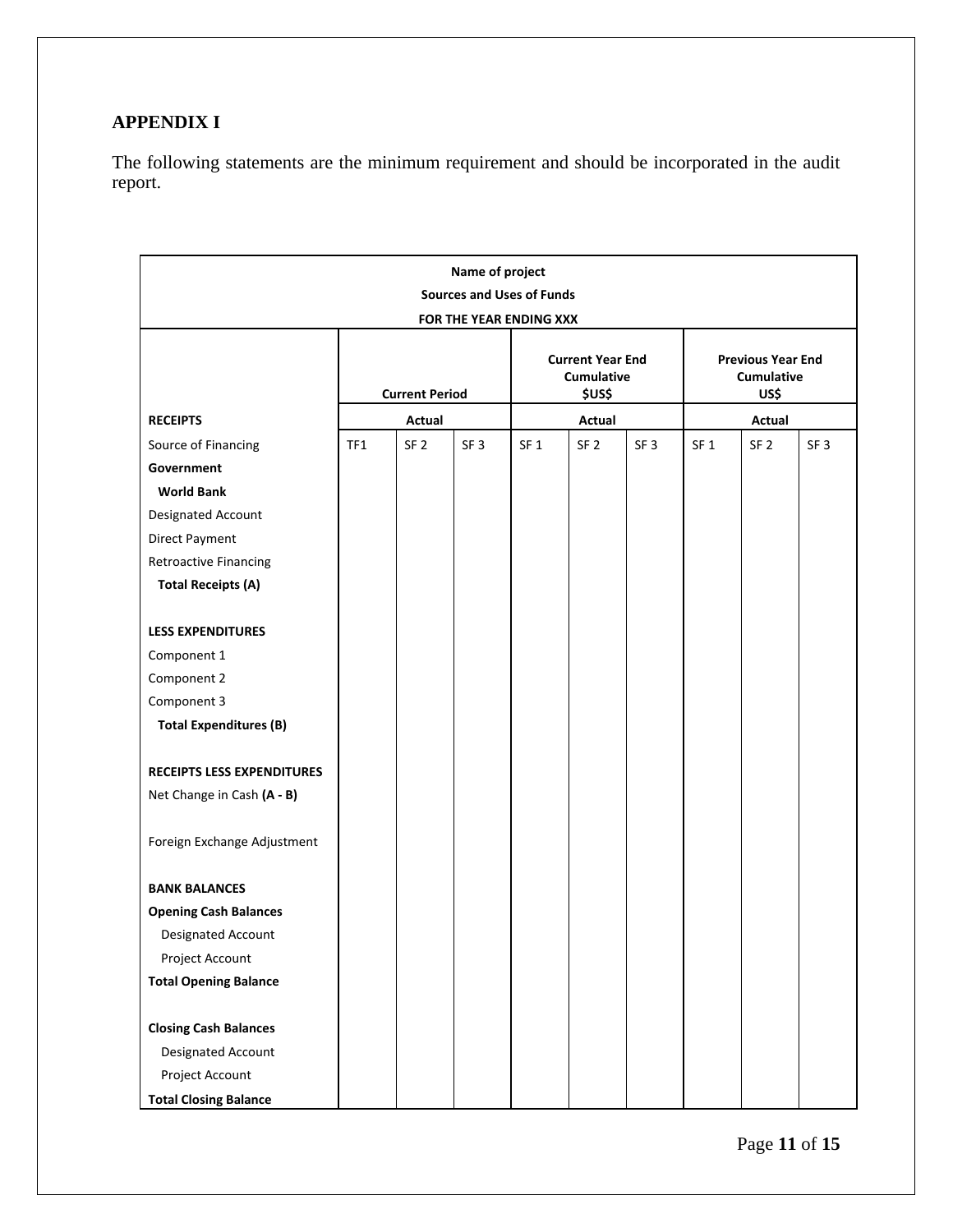## APPENDIX I

The following statements are the minimum requirement and should be incorporated in the audit report.

| Name of project<br>Sources and Uses of Funds<br>FOR THE YEAR ENDING XXX | | | | | | | | | |
|---|---|---|---|---|---|---|---|---|---|
| | Current Period | | | Current Year End Cumulative $US$ | | | Previous Year End Cumulative US$ | | |
| **RECEIPTS** | Actual | | | Actual | | | Actual | | |
| Source of Financing | TF1 | SF 2 | SF 3 | SF 1 | SF 2 | SF 3 | SF 1 | SF 2 | SF 3 |
| **Government** | | | | | | | | | |
| **World Bank** | | | | | | | | | |
| Designated Account | | | | | | | | | |
| Direct Payment | | | | | | | | | |
| Retroactive Financing | | | | | | | | | |
| **Total Receipts (A)** | | | | | | | | | |
| | | | | | | | | | |
| **LESS EXPENDITURES** | | | | | | | | | |
| Component 1 | | | | | | | | | |
| Component 2 | | | | | | | | | |
| Component 3 | | | | | | | | | |
| **Total Expenditures (B)** | | | | | | | | | |
| | | | | | | | | | |
| **RECEIPTS LESS EXPENDITURES** | | | | | | | | | |
| Net Change in Cash **(A - B)** | | | | | | | | | |
| | | | | | | | | | |
| Foreign Exchange Adjustment | | | | | | | | | |
| | | | | | | | | | |
| **BANK BALANCES** | | | | | | | | | |
| **Opening Cash Balances** | | | | | | | | | |
| Designated Account | | | | | | | | | |
| Project Account | | | | | | | | | |
| **Total Opening Balance** | | | | | | | | | |
| | | | | | | | | | |
| **Closing Cash Balances** | | | | | | | | | |
| Designated Account | | | | | | | | | |
| Project Account | | | | | | | | | |
| **Total Closing Balance** | | | | | | | | | |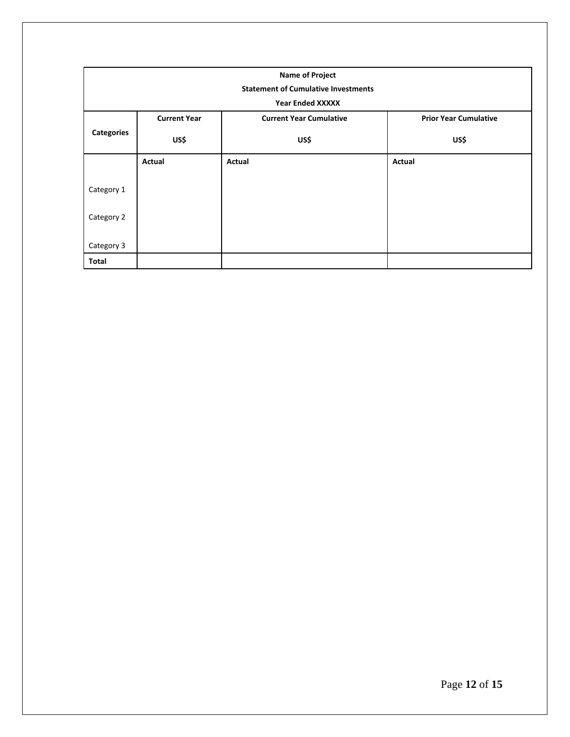| Name of Project<br>Statement of Cumulative Investments<br>Year Ended XXXXX | | | |
|---|---|---|---|
| **Categories** | **Current Year**<br>**US$** | **Current Year Cumulative**<br>**US$** | **Prior Year Cumulative**<br>**US$** |
| | **Actual** | **Actual** | **Actual** |
| Category 1 | | | |
| Category 2 | | | |
| Category 3 | | | |
| **Total** | | | |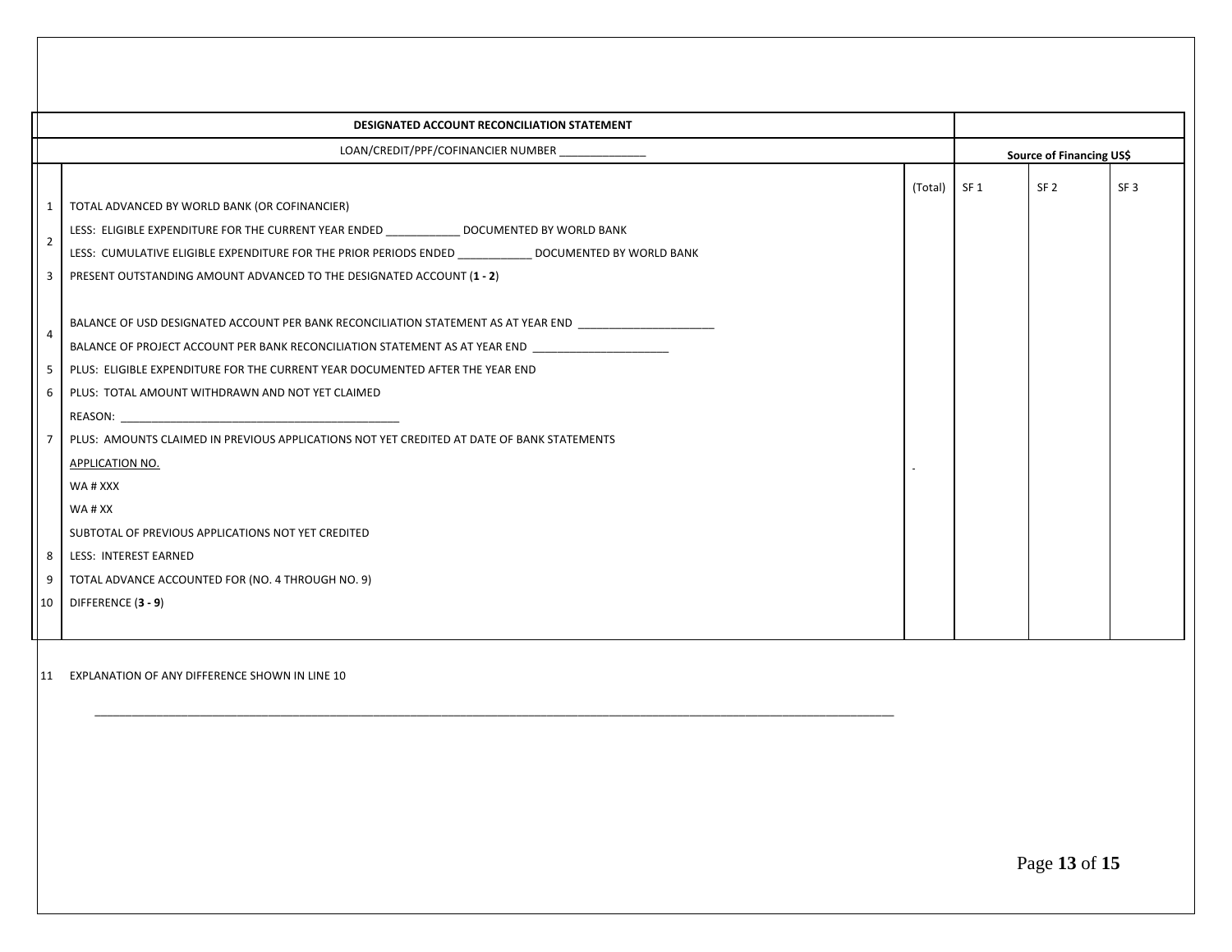| | DESIGNATED ACCOUNT RECONCILIATION STATEMENT | | | | |
|---|---|---|---|---|---|
| | LOAN/CREDIT/PPF/COFINANCIER NUMBER _____________ | | Source of Financing US$ | | |
| | | (Total) | SF 1 | SF 2 | SF 3 |
| 1 | TOTAL ADVANCED BY WORLD BANK (OR COFINANCIER) | | | | |
| 2 | LESS: ELIGIBLE EXPENDITURE FOR THE CURRENT YEAR ENDED ____________ DOCUMENTED BY WORLD BANK | | | | |
| | LESS: CUMULATIVE ELIGIBLE EXPENDITURE FOR THE PRIOR PERIODS ENDED ____________ DOCUMENTED BY WORLD BANK | | | | |
| 3 | PRESENT OUTSTANDING AMOUNT ADVANCED TO THE DESIGNATED ACCOUNT (**1 - 2**) | | | | |
| 4 | BALANCE OF USD DESIGNATED ACCOUNT PER BANK RECONCILIATION STATEMENT AS AT YEAR END ______________________ | | | | |
| | BALANCE OF PROJECT ACCOUNT PER BANK RECONCILIATION STATEMENT AS AT YEAR END ______________________ | | | | |
| 5 | PLUS: ELIGIBLE EXPENDITURE FOR THE CURRENT YEAR DOCUMENTED AFTER THE YEAR END | | | | |
| 6 | PLUS: TOTAL AMOUNT WITHDRAWN AND NOT YET CLAIMED | | | | |
| | REASON: ____________________________________________ | | | | |
| 7 | PLUS: AMOUNTS CLAIMED IN PREVIOUS APPLICATIONS NOT YET CREDITED AT DATE OF BANK STATEMENTS | | | | |
| | APPLICATION NO. | - | | | |
| | WA # XXX | | | | |
| | WA # XX | | | | |
| | SUBTOTAL OF PREVIOUS APPLICATIONS NOT YET CREDITED | | | | |
| 8 | LESS: INTEREST EARNED | | | | |
| 9 | TOTAL ADVANCE ACCOUNTED FOR (NO. 4 THROUGH NO. 9) | | | | |
| 10 | DIFFERENCE (**3 - 9**) | | | | |

11 EXPLANATION OF ANY DIFFERENCE SHOWN IN LINE 10

______________________________________________________________________________________________________________________________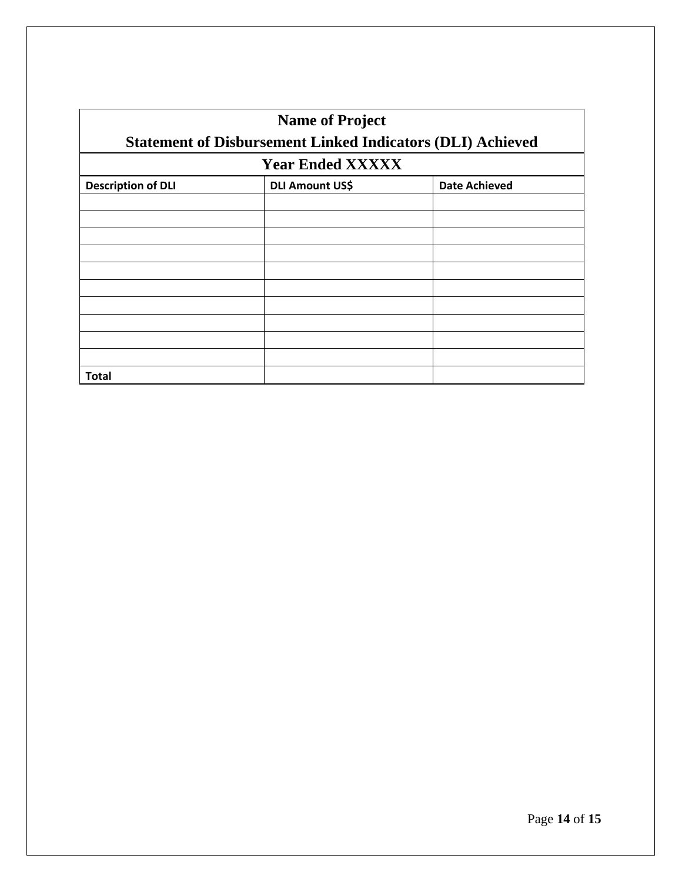| **Name of Project**<br>**Statement of Disbursement Linked Indicators (DLI) Achieved** | | |
|---|---|---|
| **Year Ended XXXXX** | | |
| **Description of DLI** | **DLI Amount US$** | **Date Achieved** |
| | | |
| | | |
| | | |
| | | |
| | | |
| | | |
| | | |
| | | |
| | | |
| | | |
| **Total** | | |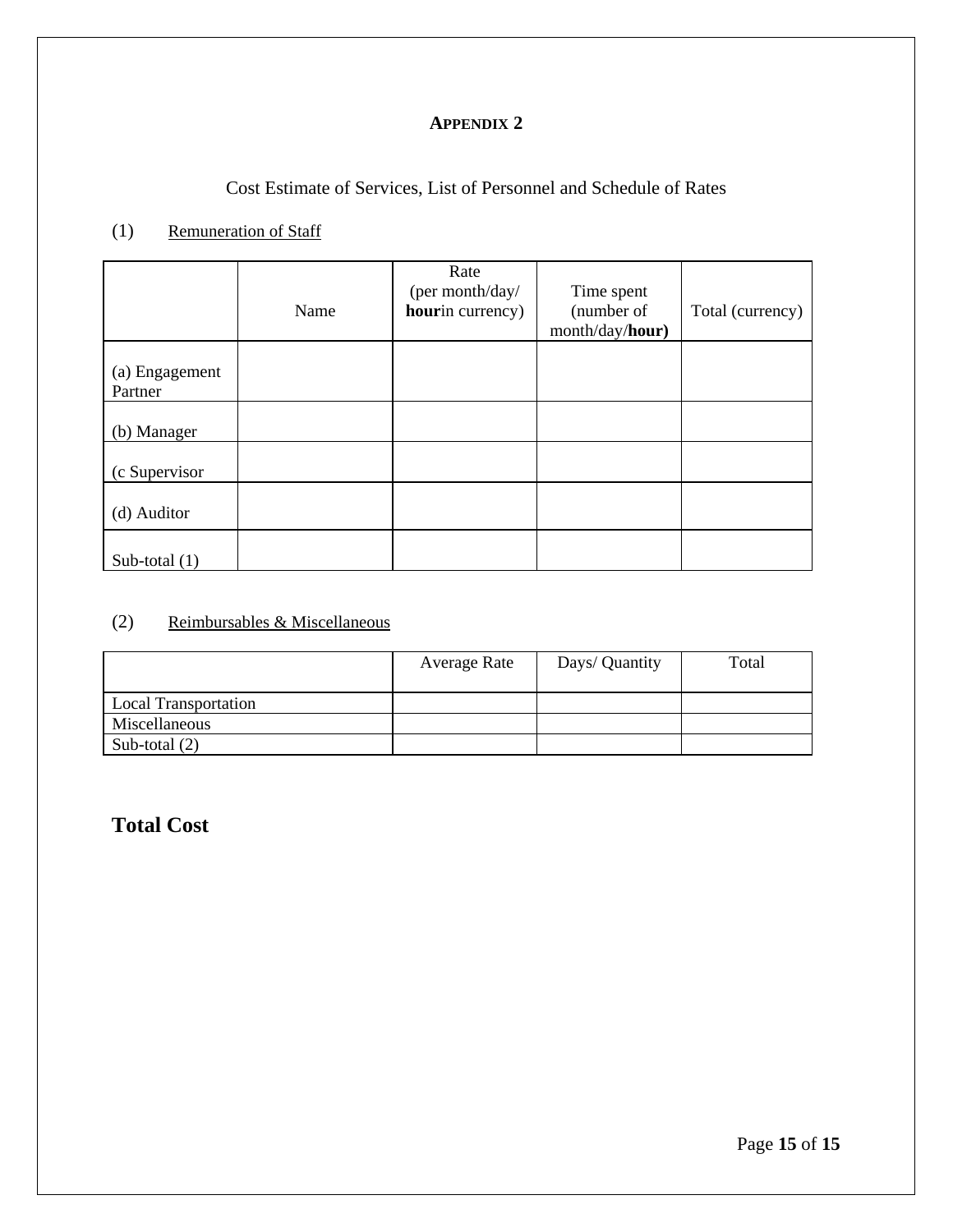## APPENDIX 2

Cost Estimate of Services, List of Personnel and Schedule of Rates

(1) Remuneration of Staff

| | Name | Rate (per month/day/ **hour**in currency) | Time spent (number of month/day/**hour)** | Total (currency) |
|---|---|---|---|---|
| (a) Engagement Partner | | | | |
| (b) Manager | | | | |
| (c Supervisor | | | | |
| (d) Auditor | | | | |
| Sub-total (1) | | | | |

(2) Reimbursables & Miscellaneous

| | Average Rate | Days/ Quantity | Total |
|---|---|---|---|
| Local Transportation | | | |
| Miscellaneous | | | |
| Sub-total (2) | | | |

**Total Cost**